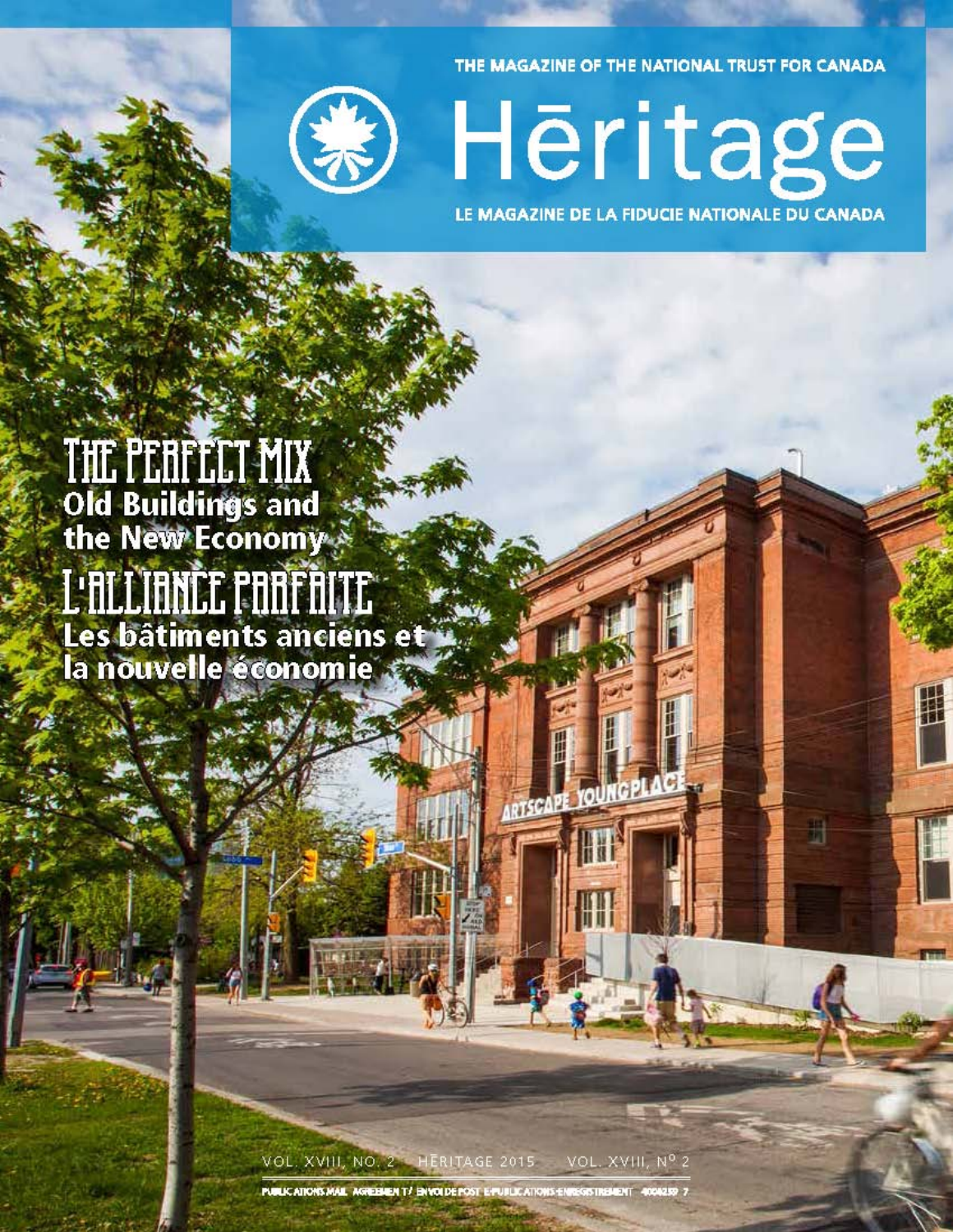THE MAGAZINE OF THE NATIONAL TRUST FOR CANADA

# Hēritage

LE MAGAZINE DE LA FIDUCIE NATIONALE DU CANADA

## THE PERFECT MIX
**Old Buildings and the New Economy**

## L'ALLIANCE PARFAITE
**Les bâtiments anciens et la nouvelle économie**

VOL. XVIII, NO. 2 HÉRITAGE 2015 VOL. XVIII, Nº 2

PUBLICATIONS MAIL AGREEMENT / ENVOI DE POST E-PUBLICATIONS-ENREGISTREMENT 40068259 7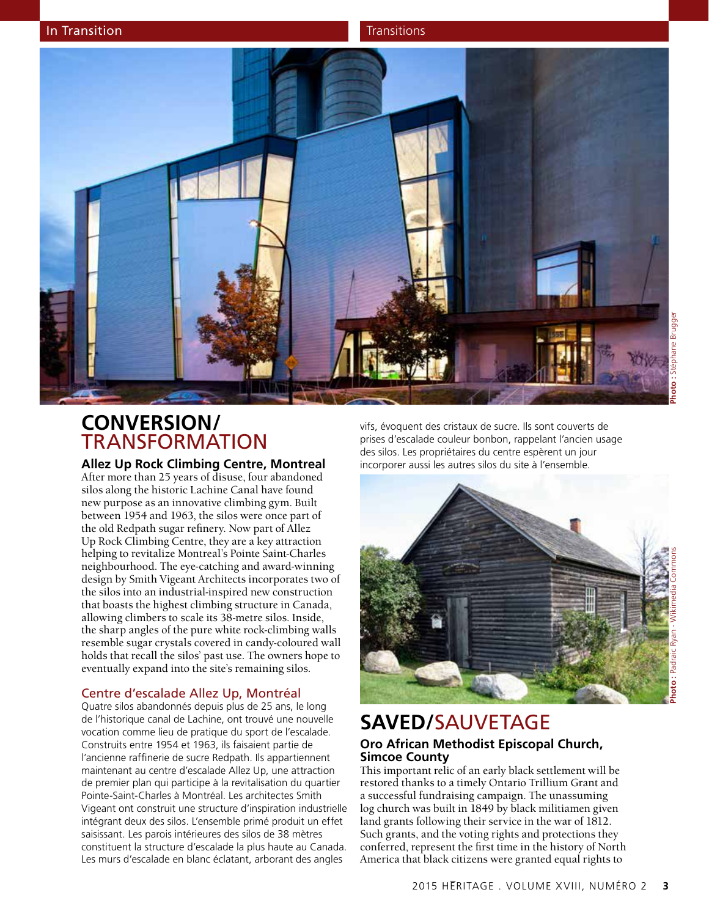Photo : Stéphane Brugger

## CONVERSION/ TRANSFORMATION

### Allez Up Rock Climbing Centre, Montreal

After more than 25 years of disuse, four abandoned silos along the historic Lachine Canal have found new purpose as an innovative climbing gym. Built between 1954 and 1963, the silos were once part of the old Redpath sugar refinery. Now part of Allez Up Rock Climbing Centre, they are a key attraction helping to revitalize Montreal's Pointe Saint-Charles neighbourhood. The eye-catching and award-winning design by Smith Vigeant Architects incorporates two of the silos into an industrial-inspired new construction that boasts the highest climbing structure in Canada, allowing climbers to scale its 38-metre silos. Inside, the sharp angles of the pure white rock-climbing walls resemble sugar crystals covered in candy-coloured wall holds that recall the silos' past use. The owners hope to eventually expand into the site's remaining silos.

### Centre d'escalade Allez Up, Montréal

Quatre silos abandonnés depuis plus de 25 ans, le long de l'historique canal de Lachine, ont trouvé une nouvelle vocation comme lieu de pratique du sport de l'escalade. Construits entre 1954 et 1963, ils faisaient partie de l'ancienne raffinerie de sucre Redpath. Ils appartiennent maintenant au centre d'escalade Allez Up, une attraction de premier plan qui participe à la revitalisation du quartier Pointe-Saint-Charles à Montréal. Les architectes Smith Vigeant ont construit une structure d'inspiration industrielle intégrant deux des silos. L'ensemble primé produit un effet saisissant. Les parois intérieures des silos de 38 mètres constituent la structure d'escalade la plus haute au Canada. Les murs d'escalade en blanc éclatant, arborant des angles vifs, évoquent des cristaux de sucre. Ils sont couverts de prises d'escalade couleur bonbon, rappelant l'ancien usage des silos. Les propriétaires du centre espèrent un jour incorporer aussi les autres silos du site à l'ensemble.

Photo : Padraic Ryan - Wikimedia Commons

## SAVED/SAUVETAGE

### Oro African Methodist Episcopal Church, Simcoe County

This important relic of an early black settlement will be restored thanks to a timely Ontario Trillium Grant and a successful fundraising campaign. The unassuming log church was built in 1849 by black militiamen given land grants following their service in the war of 1812. Such grants, and the voting rights and protections they conferred, represent the first time in the history of North America that black citizens were granted equal rights to